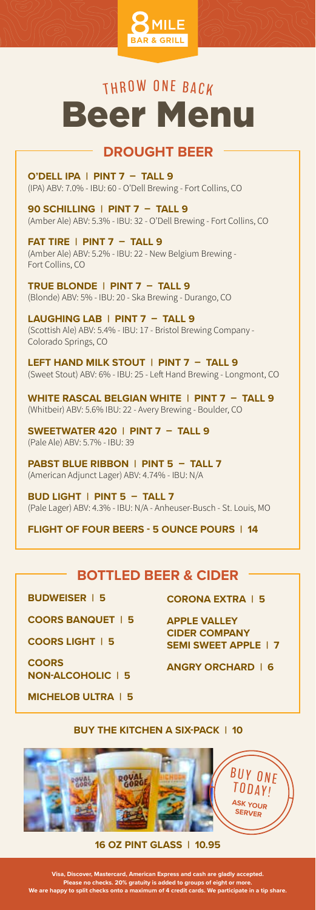8 MILE BAR & GRILL

THROW ONE BACK

# Beer Menu

## DROUGHT BEER

**O'DELL IPA | PINT 7 – TALL 9**
(IPA) ABV: 7.0% - IBU: 60 - O'Dell Brewing - Fort Collins, CO

**90 SCHILLING | PINT 7 – TALL 9**
(Amber Ale) ABV: 5.3% - IBU: 32 - O'Dell Brewing - Fort Collins, CO

**FAT TIRE | PINT 7 – TALL 9**
(Amber Ale) ABV: 5.2% - IBU: 22 - New Belgium Brewing - Fort Collins, CO

**TRUE BLONDE | PINT 7 – TALL 9**
(Blonde) ABV: 5% - IBU: 20 - Ska Brewing - Durango, CO

**LAUGHING LAB | PINT 7 – TALL 9**
(Scottish Ale) ABV: 5.4% - IBU: 17 - Bristol Brewing Company - Colorado Springs, CO

**LEFT HAND MILK STOUT | PINT 7 – TALL 9**
(Sweet Stout) ABV: 6% - IBU: 25 - Left Hand Brewing - Longmont, CO

**WHITE RASCAL BELGIAN WHITE | PINT 7 – TALL 9**
(Whitbeir) ABV: 5.6% IBU: 22 - Avery Brewing - Boulder, CO

**SWEETWATER 420 | PINT 7 – TALL 9**
(Pale Ale) ABV: 5.7% - IBU: 39

**PABST BLUE RIBBON | PINT 5 – TALL 7**
(American Adjunct Lager) ABV: 4.74% - IBU: N/A

**BUD LIGHT | PINT 5 – TALL 7**
(Pale Lager) ABV: 4.3% - IBU: N/A - Anheuser-Busch - St. Louis, MO

**FLIGHT OF FOUR BEERS - 5 OUNCE POURS | 14**

## BOTTLED BEER & CIDER

**BUDWEISER | 5**

**COORS BANQUET | 5**

**COORS LIGHT | 5**

**COORS NON-ALCOHOLIC | 5**

**MICHELOB ULTRA | 5**

**CORONA EXTRA | 5**

**APPLE VALLEY CIDER COMPANY SEMI SWEET APPLE | 7**

**ANGRY ORCHARD | 6**

**BUY THE KITCHEN A SIX-PACK | 10**

BUY ONE TODAY! ASK YOUR SERVER

**16 OZ PINT GLASS | 10.95**

**Visa, Discover, Mastercard, American Express and cash are gladly accepted. Please no checks. 20% gratuity is added to groups of eight or more. We are happy to split checks onto a maximum of 4 credit cards. We participate in a tip share.**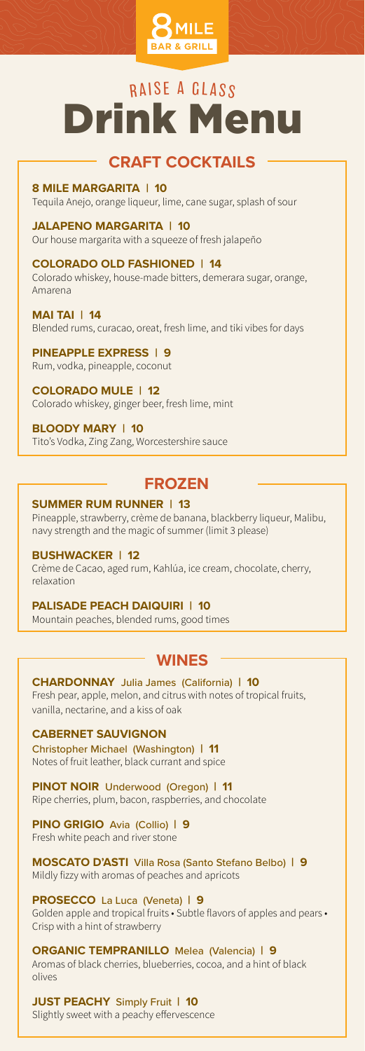8 MILE
BAR & GRILL

RAISE A GLASS

# Drink Menu

## CRAFT COCKTAILS

**8 MILE MARGARITA | 10**
Tequila Anejo, orange liqueur, lime, cane sugar, splash of sour

**JALAPENO MARGARITA | 10**
Our house margarita with a squeeze of fresh jalapeño

**COLORADO OLD FASHIONED | 14**
Colorado whiskey, house-made bitters, demerara sugar, orange, Amarena

**MAI TAI | 14**
Blended rums, curacao, oreat, fresh lime, and tiki vibes for days

**PINEAPPLE EXPRESS | 9**
Rum, vodka, pineapple, coconut

**COLORADO MULE | 12**
Colorado whiskey, ginger beer, fresh lime, mint

**BLOODY MARY | 10**
Tito's Vodka, Zing Zang, Worcestershire sauce

## FROZEN

**SUMMER RUM RUNNER | 13**
Pineapple, strawberry, crème de banana, blackberry liqueur, Malibu, navy strength and the magic of summer (limit 3 please)

**BUSHWACKER | 12**
Crème de Cacao, aged rum, Kahlúa, ice cream, chocolate, cherry, relaxation

**PALISADE PEACH DAIQUIRI | 10**
Mountain peaches, blended rums, good times

## WINES

**CHARDONNAY** Julia James (California) | **10**
Fresh pear, apple, melon, and citrus with notes of tropical fruits, vanilla, nectarine, and a kiss of oak

**CABERNET SAUVIGNON**
Christopher Michael (Washington) | **11**
Notes of fruit leather, black currant and spice

**PINOT NOIR** Underwood (Oregon) | **11**
Ripe cherries, plum, bacon, raspberries, and chocolate

**PINO GRIGIO** Avia (Collio) | **9**
Fresh white peach and river stone

**MOSCATO D'ASTI** Villa Rosa (Santo Stefano Belbo) | **9**
Mildly fizzy with aromas of peaches and apricots

**PROSECCO** La Luca (Veneta) | **9**
Golden apple and tropical fruits • Subtle flavors of apples and pears • Crisp with a hint of strawberry

**ORGANIC TEMPRANILLO** Melea (Valencia) | **9**
Aromas of black cherries, blueberries, cocoa, and a hint of black olives

**JUST PEACHY** Simply Fruit | **10**
Slightly sweet with a peachy effervescence